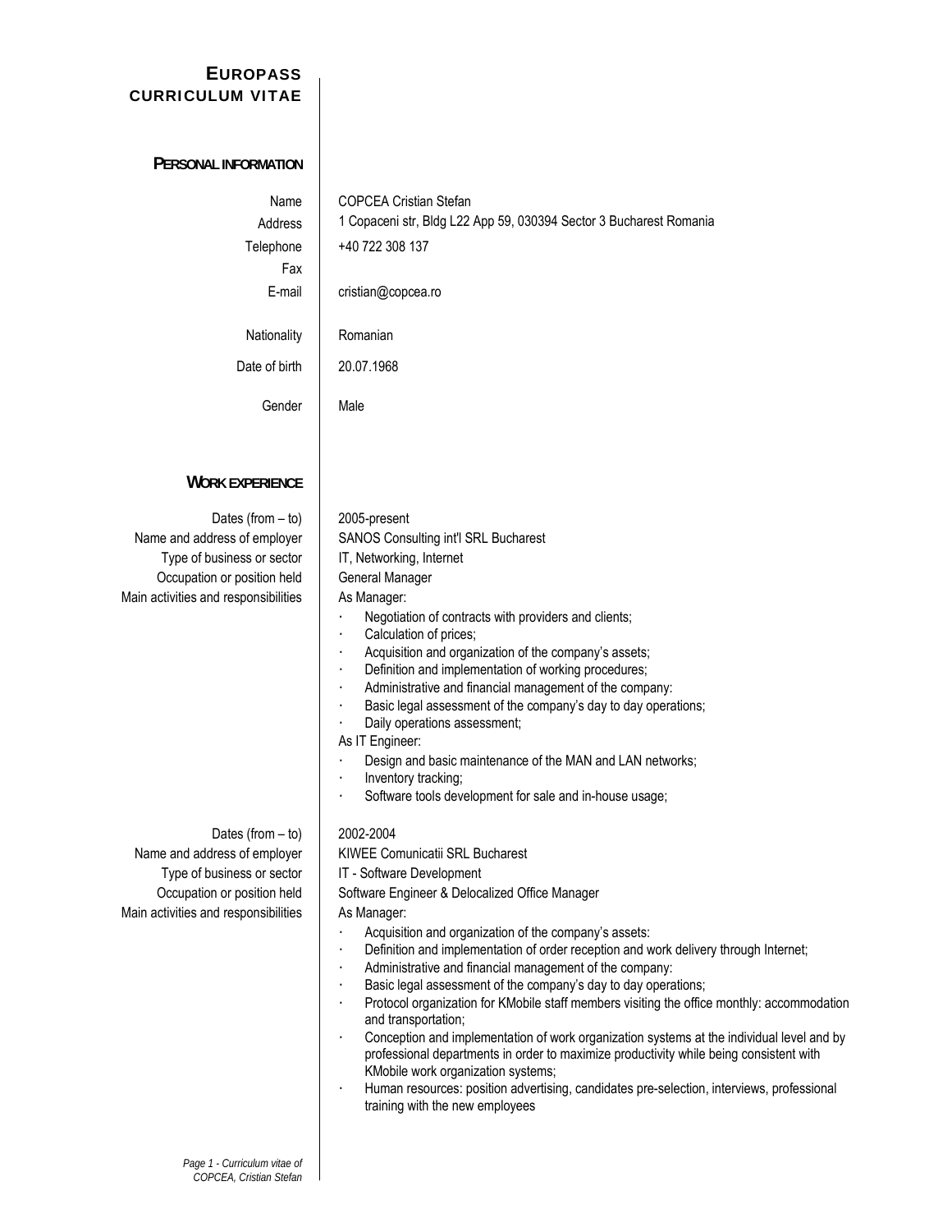# EUROPASS CURRICULUM VITAE

## PERSONAL INFORMATION

| | |
|---|---|
| Name | COPCEA Cristian Stefan |
| Address | 1 Copaceni str, Bldg L22 App 59, 030394 Sector 3 Bucharest Romania |
| Telephone | +40 722 308 137 |
| Fax | |
| E-mail | cristian@copcea.ro |
| Nationality | Romanian |
| Date of birth | 20.07.1968 |
| Gender | Male |

## WORK EXPERIENCE

**Dates (from – to)**: 2005-present
**Name and address of employer**: SANOS Consulting int'l SRL Bucharest
**Type of business or sector**: IT, Networking, Internet
**Occupation or position held**: General Manager
**Main activities and responsibilities**:

As Manager:

- Negotiation of contracts with providers and clients;
- Calculation of prices;
- Acquisition and organization of the company's assets;
- Definition and implementation of working procedures;
- Administrative and financial management of the company:
- Basic legal assessment of the company's day to day operations;
- Daily operations assessment;

As IT Engineer:

- Design and basic maintenance of the MAN and LAN networks;
- Inventory tracking;
- Software tools development for sale and in-house usage;

**Dates (from – to)**: 2002-2004
**Name and address of employer**: KIWEE Comunicatii SRL Bucharest
**Type of business or sector**: IT - Software Development
**Occupation or position held**: Software Engineer & Delocalized Office Manager
**Main activities and responsibilities**:

As Manager:

- Acquisition and organization of the company's assets:
- Definition and implementation of order reception and work delivery through Internet;
- Administrative and financial management of the company:
- Basic legal assessment of the company's day to day operations;
- Protocol organization for KMobile staff members visiting the office monthly: accommodation and transportation;
- Conception and implementation of work organization systems at the individual level and by professional departments in order to maximize productivity while being consistent with KMobile work organization systems;
- Human resources: position advertising, candidates pre-selection, interviews, professional training with the new employees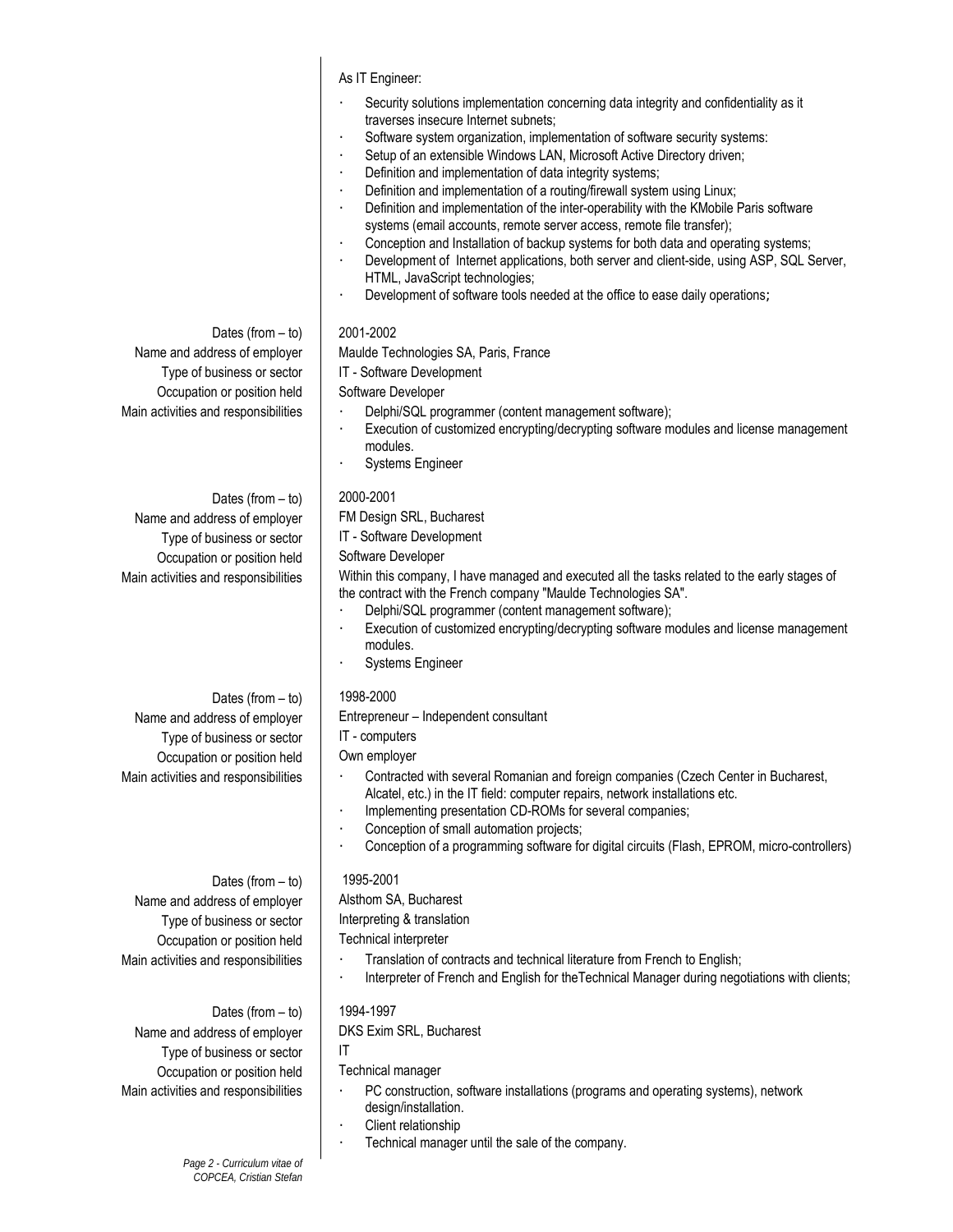As IT Engineer:

- Security solutions implementation concerning data integrity and confidentiality as it traverses insecure Internet subnets;
- Software system organization, implementation of software security systems:
- Setup of an extensible Windows LAN, Microsoft Active Directory driven;
- Definition and implementation of data integrity systems;
- Definition and implementation of a routing/firewall system using Linux;
- Definition and implementation of the inter-operability with the KMobile Paris software systems (email accounts, remote server access, remote file transfer);
- Conception and Installation of backup systems for both data and operating systems;
- Development of Internet applications, both server and client-side, using ASP, SQL Server, HTML, JavaScript technologies;
- Development of software tools needed at the office to ease daily operations;

| | |
|---|---|
| Dates (from – to) | 2001-2002 |
| Name and address of employer | Maulde Technologies SA, Paris, France |
| Type of business or sector | IT - Software Development |
| Occupation or position held | Software Developer |
| Main activities and responsibilities | · Delphi/SQL programmer (content management software);<br>· Execution of customized encrypting/decrypting software modules and license management modules.<br>· Systems Engineer |
| Dates (from – to) | 2000-2001 |
| Name and address of employer | FM Design SRL, Bucharest |
| Type of business or sector | IT - Software Development |
| Occupation or position held | Software Developer |
| Main activities and responsibilities | Within this company, I have managed and executed all the tasks related to the early stages of the contract with the French company "Maulde Technologies SA".<br>· Delphi/SQL programmer (content management software);<br>· Execution of customized encrypting/decrypting software modules and license management modules.<br>· Systems Engineer |
| Dates (from – to) | 1998-2000 |
| Name and address of employer | Entrepreneur – Independent consultant |
| Type of business or sector | IT - computers |
| Occupation or position held | Own employer |
| Main activities and responsibilities | · Contracted with several Romanian and foreign companies (Czech Center in Bucharest, Alcatel, etc.) in the IT field: computer repairs, network installations etc.<br>· Implementing presentation CD-ROMs for several companies;<br>· Conception of small automation projects;<br>· Conception of a programming software for digital circuits (Flash, EPROM, micro-controllers) |
| Dates (from – to) | 1995-2001 |
| Name and address of employer | Alsthom SA, Bucharest |
| Type of business or sector | Interpreting & translation |
| Occupation or position held | Technical interpreter |
| Main activities and responsibilities | · Translation of contracts and technical literature from French to English;<br>· Interpreter of French and English for theTechnical Manager during negotiations with clients; |
| Dates (from – to) | 1994-1997 |
| Name and address of employer | DKS Exim SRL, Bucharest |
| Type of business or sector | IT |
| Occupation or position held | Technical manager |
| Main activities and responsibilities | · PC construction, software installations (programs and operating systems), network design/installation.<br>· Client relationship<br>· Technical manager until the sale of the company. |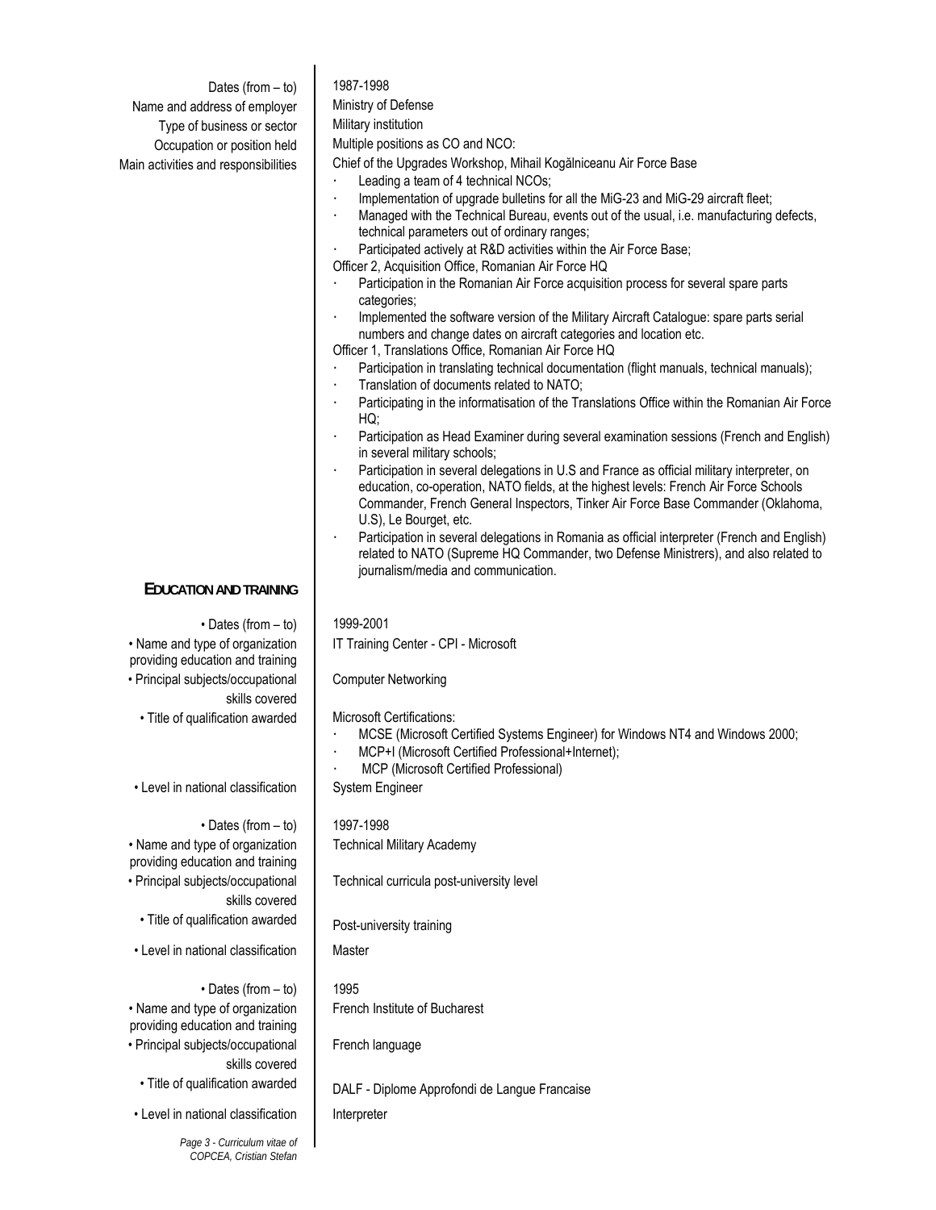| | |
|---|---|
| Dates (from – to) | 1987-1998 |
| Name and address of employer | Ministry of Defense |
| Type of business or sector | Military institution |
| Occupation or position held | Multiple positions as CO and NCO: |
| Main activities and responsibilities | Chief of the Upgrades Workshop, Mihail Kogălniceanu Air Force Base<br>· Leading a team of 4 technical NCOs;<br>· Implementation of upgrade bulletins for all the MiG-23 and MiG-29 aircraft fleet;<br>· Managed with the Technical Bureau, events out of the usual, i.e. manufacturing defects, technical parameters out of ordinary ranges;<br>· Participated actively at R&D activities within the Air Force Base;<br>Officer 2, Acquisition Office, Romanian Air Force HQ<br>· Participation in the Romanian Air Force acquisition process for several spare parts categories;<br>· Implemented the software version of the Military Aircraft Catalogue: spare parts serial numbers and change dates on aircraft categories and location etc.<br>Officer 1, Translations Office, Romanian Air Force HQ<br>· Participation in translating technical documentation (flight manuals, technical manuals);<br>· Translation of documents related to NATO;<br>· Participating in the informatisation of the Translations Office within the Romanian Air Force HQ;<br>· Participation as Head Examiner during several examination sessions (French and English) in several military schools;<br>· Participation in several delegations in U.S and France as official military interpreter, on education, co-operation, NATO fields, at the highest levels: French Air Force Schools Commander, French General Inspectors, Tinker Air Force Base Commander (Oklahoma, U.S), Le Bourget, etc.<br>· Participation in several delegations in Romania as official interpreter (French and English) related to NATO (Supreme HQ Commander, two Defense Ministrers), and also related to journalism/media and communication. |

## EDUCATION AND TRAINING

| | |
|---|---|
| • Dates (from – to) | 1999-2001 |
| • Name and type of organization providing education and training | IT Training Center - CPI - Microsoft |
| • Principal subjects/occupational skills covered | Computer Networking |
| • Title of qualification awarded | Microsoft Certifications:<br>· MCSE (Microsoft Certified Systems Engineer) for Windows NT4 and Windows 2000;<br>· MCP+I (Microsoft Certified Professional+Internet);<br>· MCP (Microsoft Certified Professional) |
| • Level in national classification | System Engineer |

| | |
|---|---|
| • Dates (from – to) | 1997-1998 |
| • Name and type of organization providing education and training | Technical Military Academy |
| • Principal subjects/occupational skills covered | Technical curricula post-university level |
| • Title of qualification awarded | Post-university training |
| • Level in national classification | Master |

| | |
|---|---|
| • Dates (from – to) | 1995 |
| • Name and type of organization providing education and training | French Institute of Bucharest |
| • Principal subjects/occupational skills covered | French language |
| • Title of qualification awarded | DALF - Diplome Approfondi de Langue Francaise |
| • Level in national classification | Interpreter |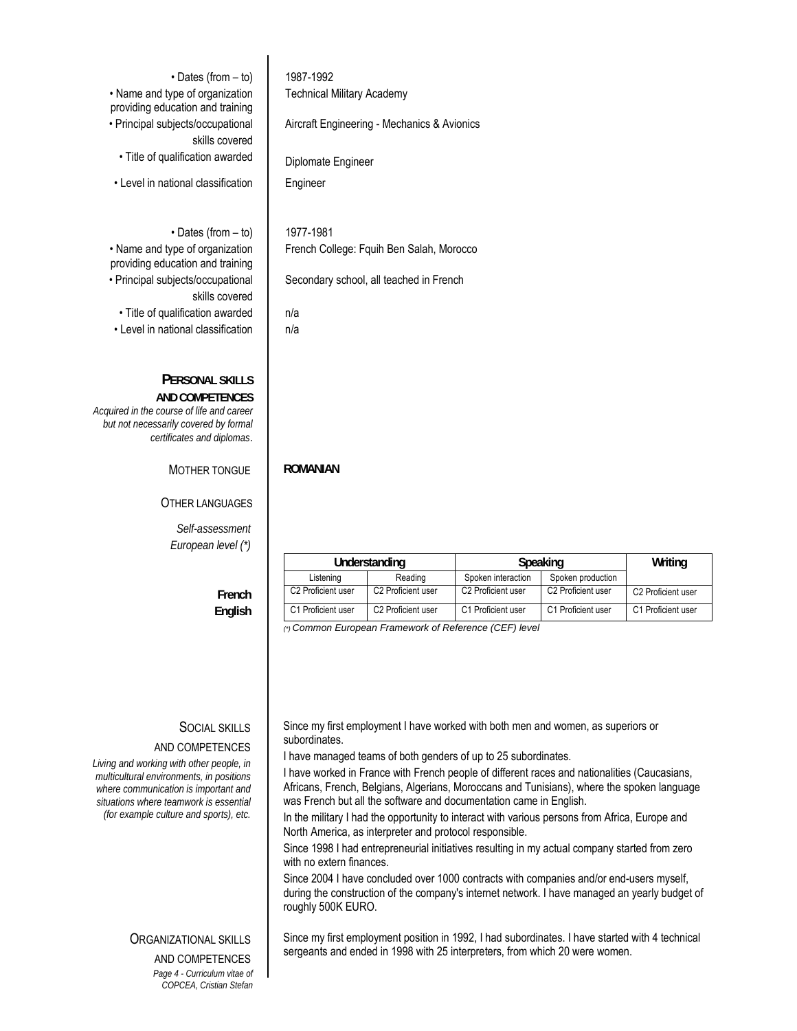| | |
|---|---|
| • Dates (from – to) | 1987-1992 |
| • Name and type of organization providing education and training | Technical Military Academy |
| • Principal subjects/occupational skills covered | Aircraft Engineering - Mechanics & Avionics |
| • Title of qualification awarded | Diplomate Engineer |
| • Level in national classification | Engineer |

| | |
|---|---|
| • Dates (from – to) | 1977-1981 |
| • Name and type of organization providing education and training | French College: Fquih Ben Salah, Morocco |
| • Principal subjects/occupational skills covered | Secondary school, all teached in French |
| • Title of qualification awarded | n/a |
| • Level in national classification | n/a |

## PERSONAL SKILLS AND COMPETENCES

*Acquired in the course of life and career but not necessarily covered by formal certificates and diplomas.*

**MOTHER TONGUE** — **ROMANIAN**

**OTHER LANGUAGES**

*Self-assessment*
*European level (\*)*

| | Understanding | | Speaking | | Writing |
|---|---|---|---|---|---|
| | Listening | Reading | Spoken interaction | Spoken production | |
| **French** | C2 Proficient user | C2 Proficient user | C2 Proficient user | C2 Proficient user | C2 Proficient user |
| **English** | C1 Proficient user | C2 Proficient user | C1 Proficient user | C1 Proficient user | C1 Proficient user |

*(\*) Common European Framework of Reference (CEF) level*

### SOCIAL SKILLS AND COMPETENCES

*Living and working with other people, in multicultural environments, in positions where communication is important and situations where teamwork is essential (for example culture and sports), etc.*

Since my first employment I have worked with both men and women, as superiors or subordinates.

I have managed teams of both genders of up to 25 subordinates.

I have worked in France with French people of different races and nationalities (Caucasians, Africans, French, Belgians, Algerians, Moroccans and Tunisians), where the spoken language was French but all the software and documentation came in English.

In the military I had the opportunity to interact with various persons from Africa, Europe and North America, as interpreter and protocol responsible.

Since 1998 I had entrepreneurial initiatives resulting in my actual company started from zero with no extern finances.

Since 2004 I have concluded over 1000 contracts with companies and/or end-users myself, during the construction of the company's internet network. I have managed an yearly budget of roughly 500K EURO.

### ORGANIZATIONAL SKILLS AND COMPETENCES

Since my first employment position in 1992, I had subordinates. I have started with 4 technical sergeants and ended in 1998 with 25 interpreters, from which 20 were women.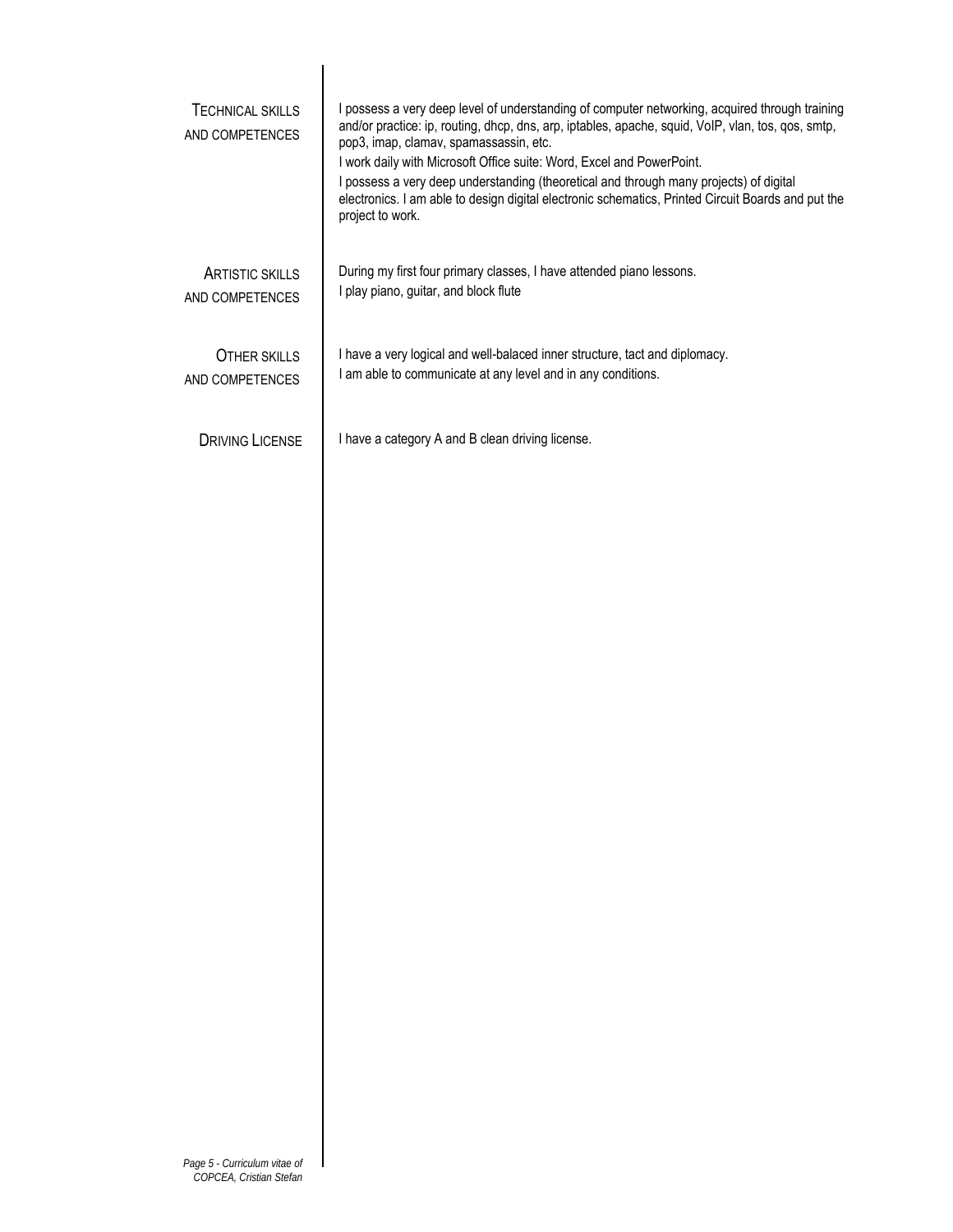**Technical skills and competences**

I possess a very deep level of understanding of computer networking, acquired through training and/or practice: ip, routing, dhcp, dns, arp, iptables, apache, squid, VoIP, vlan, tos, qos, smtp, pop3, imap, clamav, spamassassin, etc.

I work daily with Microsoft Office suite: Word, Excel and PowerPoint.

I possess a very deep understanding (theoretical and through many projects) of digital electronics. I am able to design digital electronic schematics, Printed Circuit Boards and put the project to work.

**Artistic skills and competences**

During my first four primary classes, I have attended piano lessons.

I play piano, guitar, and block flute

**Other skills and competences**

I have a very logical and well-balaced inner structure, tact and diplomacy.

I am able to communicate at any level and in any conditions.

**Driving License**

I have a category A and B clean driving license.